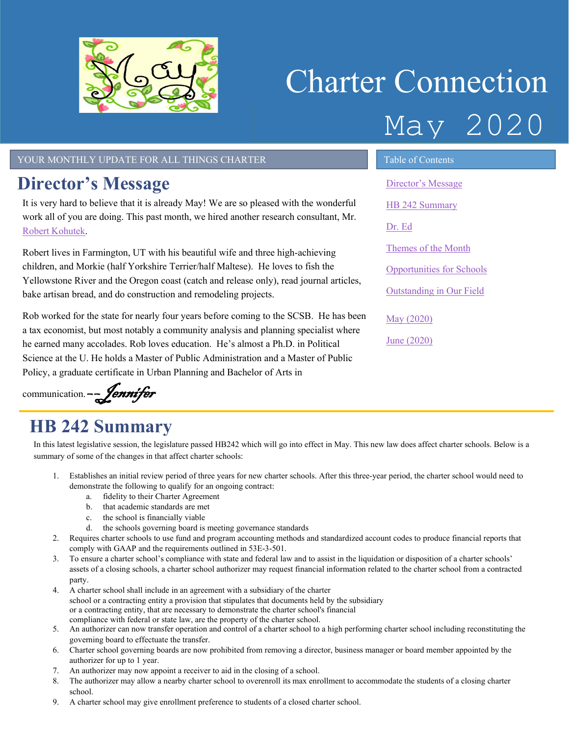# Charter Connection

May 2020

YOUR MONTHLY UPDATE FOR ALL THINGS CHARTER

## Director's Message

It is very hard to believe that it is already May! We are so pleased with the wonderful work all of you are doing. This past month, we hired another research consultant, Mr. Robert Kohutek.

Robert lives in Farmington, UT with his beautiful wife and three high-achieving children, and Morkie (half Yorkshire Terrier/half Maltese). He loves to fish the Yellowstone River and the Oregon coast (catch and release only), read journal articles, bake artisan bread, and do construction and remodeling projects.

Rob worked for the state for nearly four years before coming to the SCSB. He has been a tax economist, but most notably a community analysis and planning specialist where he earned many accolades. Rob loves education. He's almost a Ph.D. in Political Science at the U. He holds a Master of Public Administration and a Master of Public Policy, a graduate certificate in Urban Planning and Bachelor of Arts in communication. –– *Jennifer*

**Table of Contents**

- Director's Message
- HB 242 Summary
- Dr. Ed
- Themes of the Month
- Opportunities for Schools
- Outstanding in Our Field
- May (2020)
- June (2020)

## HB 242 Summary

In this latest legislative session, the legislature passed HB242 which will go into effect in May. This new law does affect charter schools. Below is a summary of some of the changes in that affect charter schools:

1. Establishes an initial review period of three years for new charter schools. After this three-year period, the charter school would need to demonstrate the following to qualify for an ongoing contract:
   a. fidelity to their Charter Agreement
   b. that academic standards are met
   c. the school is financially viable
   d. the schools governing board is meeting governance standards
2. Requires charter schools to use fund and program accounting methods and standardized account codes to produce financial reports that comply with GAAP and the requirements outlined in 53E-3-501.
3. To ensure a charter school's compliance with state and federal law and to assist in the liquidation or disposition of a charter schools' assets of a closing schools, a charter school authorizer may request financial information related to the charter school from a contracted party.
4. A charter school shall include in an agreement with a subsidiary of the charter school or a contracting entity a provision that stipulates that documents held by the subsidiary or a contracting entity, that are necessary to demonstrate the charter school's financial compliance with federal or state law, are the property of the charter school.
5. An authorizer can now transfer operation and control of a charter school to a high performing charter school including reconstituting the governing board to effectuate the transfer.
6. Charter school governing boards are now prohibited from removing a director, business manager or board member appointed by the authorizer for up to 1 year.
7. An authorizer may now appoint a receiver to aid in the closing of a school.
8. The authorizer may allow a nearby charter school to overenroll its max enrollment to accommodate the students of a closing charter school.
9. A charter school may give enrollment preference to students of a closed charter school.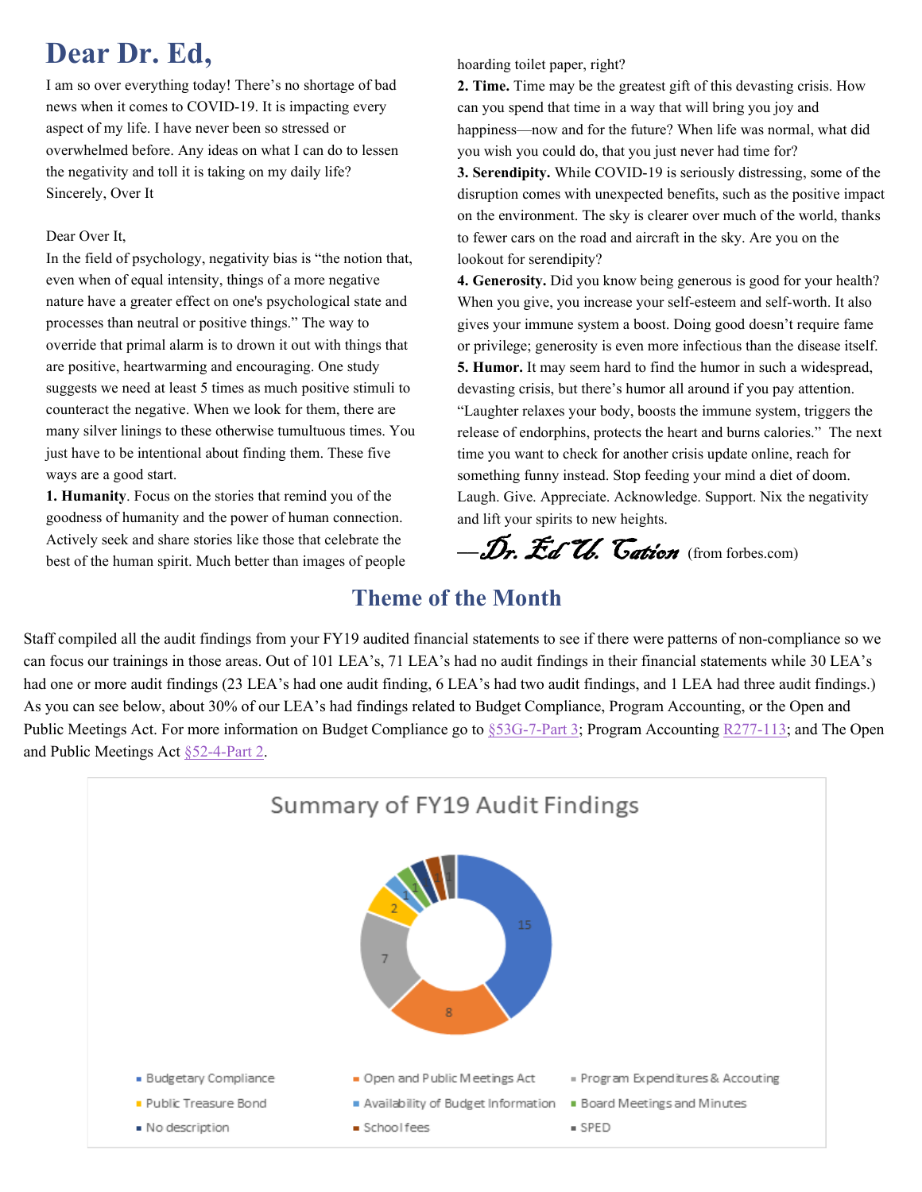# Dear Dr. Ed,

I am so over everything today! There's no shortage of bad news when it comes to COVID-19. It is impacting every aspect of my life. I have never been so stressed or overwhelmed before. Any ideas on what I can do to lessen the negativity and toll it is taking on my daily life?
Sincerely, Over It

Dear Over It,
In the field of psychology, negativity bias is "the notion that, even when of equal intensity, things of a more negative nature have a greater effect on one's psychological state and processes than neutral or positive things." The way to override that primal alarm is to drown it out with things that are positive, heartwarming and encouraging. One study suggests we need at least 5 times as much positive stimuli to counteract the negative. When we look for them, there are many silver linings to these otherwise tumultuous times. You just have to be intentional about finding them. These five ways are a good start.

**1. Humanity**. Focus on the stories that remind you of the goodness of humanity and the power of human connection. Actively seek and share stories like those that celebrate the best of the human spirit. Much better than images of people hoarding toilet paper, right?

**2. Time.** Time may be the greatest gift of this devasting crisis. How can you spend that time in a way that will bring you joy and happiness—now and for the future? When life was normal, what did you wish you could do, that you just never had time for?

**3. Serendipity.** While COVID-19 is seriously distressing, some of the disruption comes with unexpected benefits, such as the positive impact on the environment. The sky is clearer over much of the world, thanks to fewer cars on the road and aircraft in the sky. Are you on the lookout for serendipity?

**4. Generosity.** Did you know being generous is good for your health? When you give, you increase your self-esteem and self-worth. It also gives your immune system a boost. Doing good doesn't require fame or privilege; generosity is even more infectious than the disease itself.

**5. Humor.** It may seem hard to find the humor in such a widespread, devasting crisis, but there's humor all around if you pay attention. "Laughter relaxes your body, boosts the immune system, triggers the release of endorphins, protects the heart and burns calories." The next time you want to check for another crisis update online, reach for something funny instead. Stop feeding your mind a diet of doom. Laugh. Give. Appreciate. Acknowledge. Support. Nix the negativity and lift your spirits to new heights.

—*Dr. Ed U. Cation* (from forbes.com)

## Theme of the Month

Staff compiled all the audit findings from your FY19 audited financial statements to see if there were patterns of non-compliance so we can focus our trainings in those areas. Out of 101 LEA's, 71 LEA's had no audit findings in their financial statements while 30 LEA's had one or more audit findings (23 LEA's had one audit finding, 6 LEA's had two audit findings, and 1 LEA had three audit findings.) As you can see below, about 30% of our LEA's had findings related to Budget Compliance, Program Accounting, or the Open and Public Meetings Act. For more information on Budget Compliance go to §53G-7-Part 3; Program Accounting R277-113; and The Open and Public Meetings Act §52-4-Part 2.

**Summary of FY19 Audit Findings**

| Category | Number of Findings |
|---|---|
| Budgetary Compliance | 15 |
| Open and Public Meetings Act | 8 |
| Program Expenditures & Accouting | 7 |
| Public Treasure Bond | 2 |
| Availability of Budget Information | 1 |
| Board Meetings and Minutes | 1 |
| No description | 1 |
| School fees | 1 |
| SPED | 1 |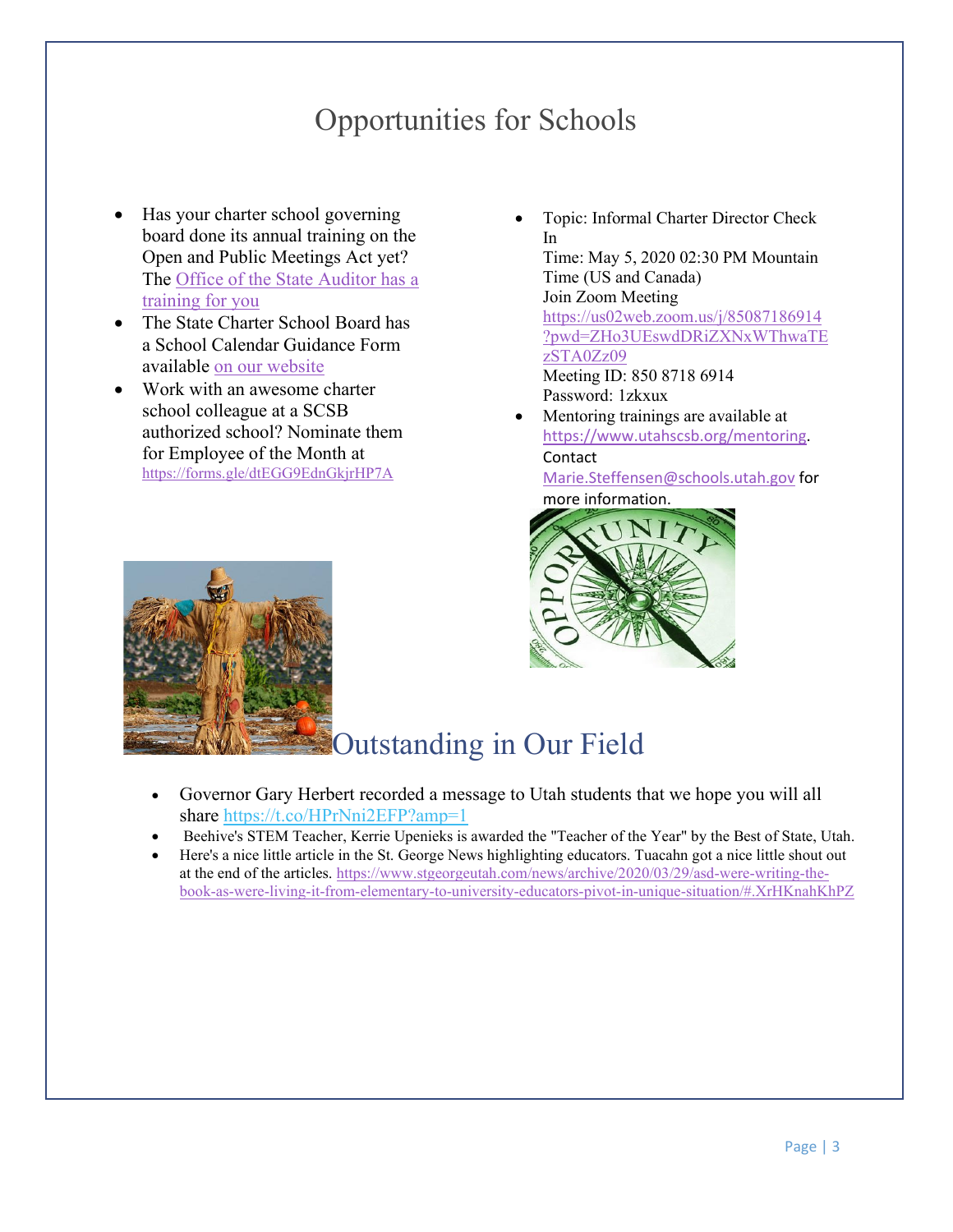# Opportunities for Schools

- Has your charter school governing board done its annual training on the Open and Public Meetings Act yet? The Office of the State Auditor has a training for you
- The State Charter School Board has a School Calendar Guidance Form available on our website
- Work with an awesome charter school colleague at a SCSB authorized school? Nominate them for Employee of the Month at https://forms.gle/dtEGG9EdnGkjrHP7A
- Topic: Informal Charter Director Check In
  Time: May 5, 2020 02:30 PM Mountain Time (US and Canada)
  Join Zoom Meeting
  https://us02web.zoom.us/j/85087186914?pwd=ZHo3UEswdDRiZXNxWThwaTEzSTA0Zz09
  Meeting ID: 850 8718 6914
  Password: 1zkxux
- Mentoring trainings are available at https://www.utahscsb.org/mentoring. Contact Marie.Steffensen@schools.utah.gov for more information.

# Outstanding in Our Field

- Governor Gary Herbert recorded a message to Utah students that we hope you will all share https://t.co/HPrNni2EFP?amp=1
- Beehive's STEM Teacher, Kerrie Upenieks is awarded the "Teacher of the Year" by the Best of State, Utah.
- Here's a nice little article in the St. George News highlighting educators. Tuacahn got a nice little shout out at the end of the articles. https://www.stgeorgeutah.com/news/archive/2020/03/29/asd-were-writing-the-book-as-were-living-it-from-elementary-to-university-educators-pivot-in-unique-situation/#.XrHKnahKhPZ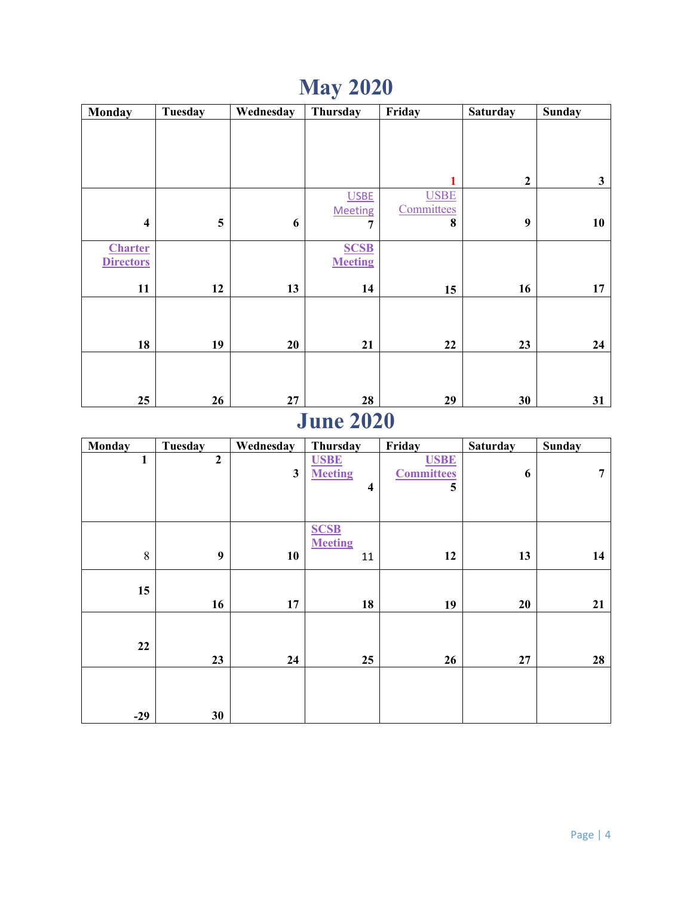# May 2020

| Monday | Tuesday | Wednesday | Thursday | Friday | Saturday | Sunday |
|---|---|---|---|---|---|---|
| | | | | 1 | 2 | 3 |
| 4 | 5 | 6 | USBE Meeting 7 | USBE Committees 8 | 9 | 10 |
| **Charter Directors** 11 | 12 | 13 | **SCSB Meeting** 14 | 15 | 16 | 17 |
| 18 | 19 | 20 | 21 | 22 | 23 | 24 |
| 25 | 26 | 27 | 28 | 29 | 30 | 31 |

# June 2020

| Monday | Tuesday | Wednesday | Thursday | Friday | Saturday | Sunday |
|---|---|---|---|---|---|---|
| 1 | 2 | 3 | **USBE Meeting** 4 | **USBE Committees** 5 | 6 | 7 |
| 8 | 9 | 10 | **SCSB Meeting** 11 | 12 | 13 | 14 |
| 15 | 16 | 17 | 18 | 19 | 20 | 21 |
| 22 | 23 | 24 | 25 | 26 | 27 | 28 |
| -29 | 30 | | | | | |